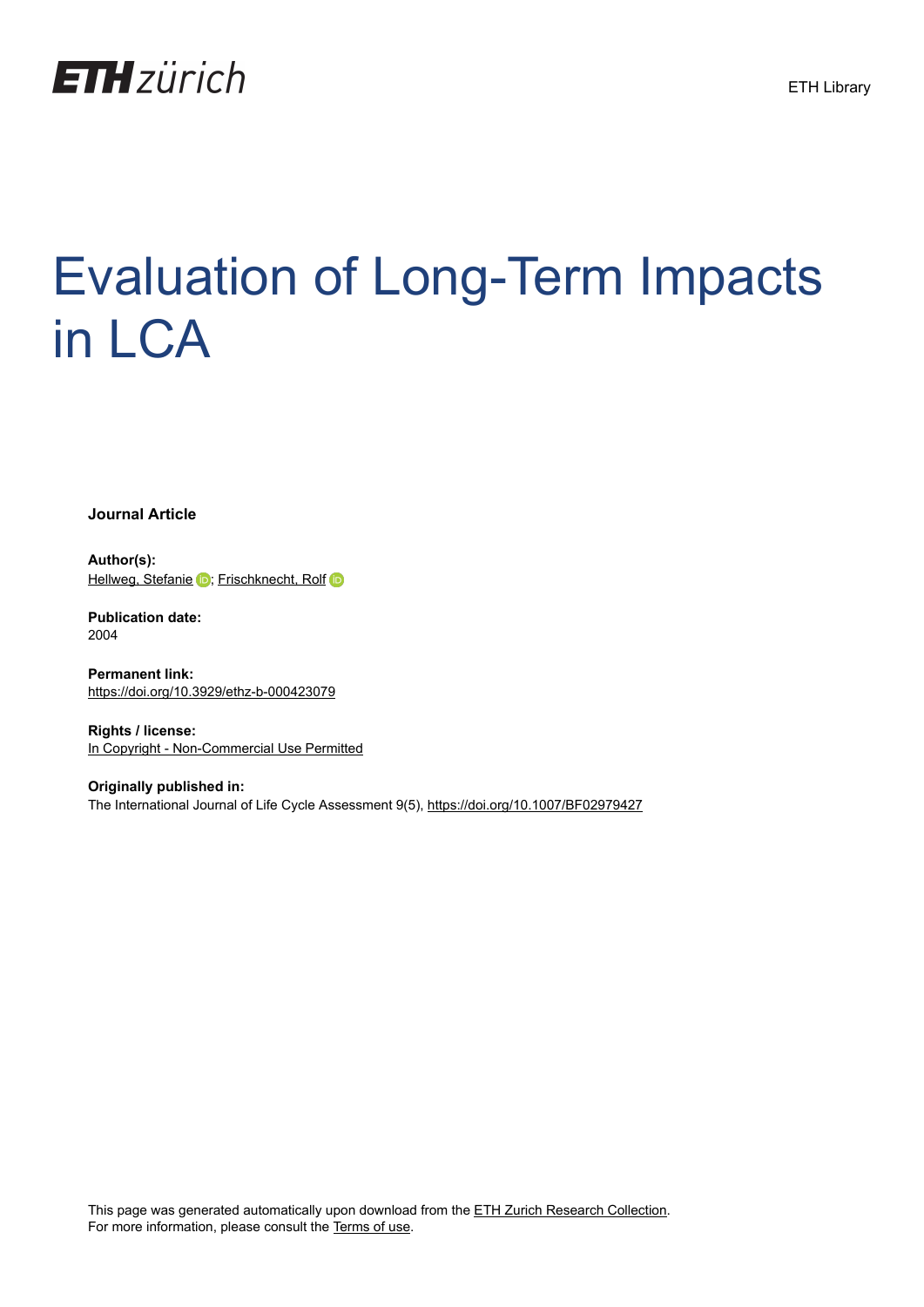ETH Library

# Evaluation of Long-Term Impacts in LCA

**Journal Article**

**Author(s):**
Hellweg, Stefanie; Frischknecht, Rolf

**Publication date:**
2004

**Permanent link:**
https://doi.org/10.3929/ethz-b-000423079

**Rights / license:**
In Copyright - Non-Commercial Use Permitted

**Originally published in:**
The International Journal of Life Cycle Assessment 9(5), https://doi.org/10.1007/BF02979427

This page was generated automatically upon download from the ETH Zurich Research Collection.
For more information, please consult the Terms of use.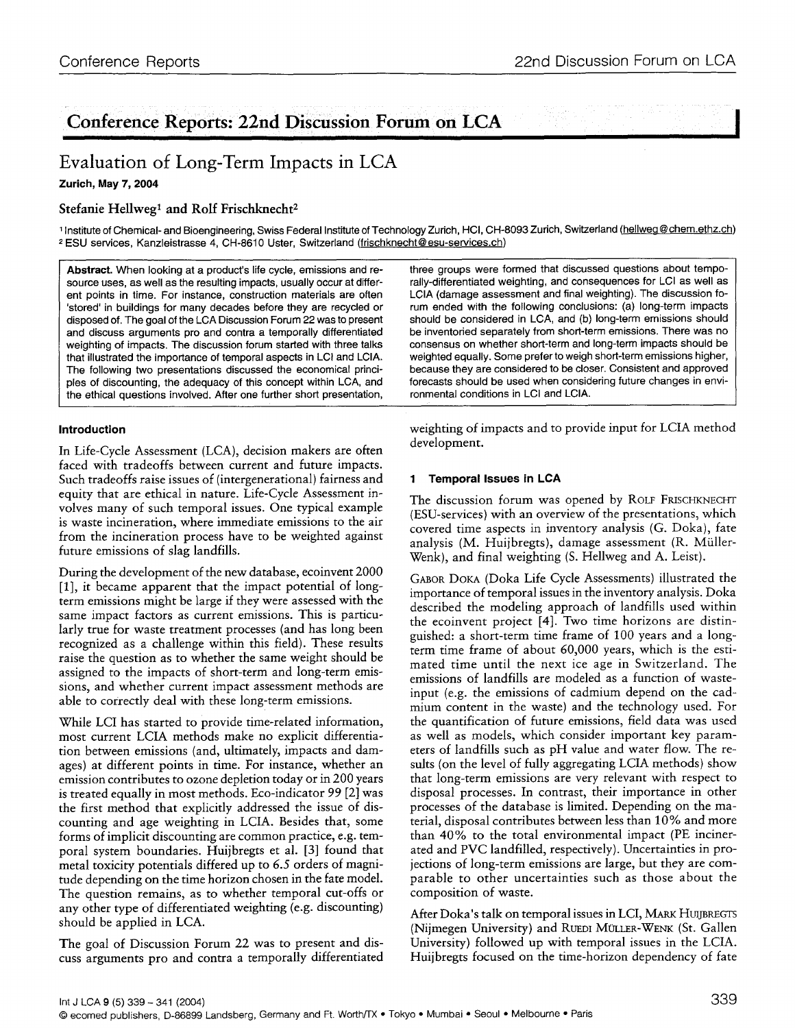## Conference Reports: 22nd Discussion Forum on LCA

# Evaluation of Long-Term Impacts in LCA

**Zurich, May 7, 2004**

### Stefanie Hellweg[1] and Rolf Frischknecht[2]

[1] Institute of Chemical- and Bioengineering, Swiss Federal Institute of Technology Zurich, HCI, CH-8093 Zurich, Switzerland (hellweg@chem.ethz.ch)
[2] ESU services, Kanzleistrasse 4, CH-8610 Uster, Switzerland (frischknecht@esu-services.ch)

**Abstract.** When looking at a product's life cycle, emissions and resource uses, as well as the resulting impacts, usually occur at different points in time. For instance, construction materials are often 'stored' in buildings for many decades before they are recycled or disposed of. The goal of the LCA Discussion Forum 22 was to present and discuss arguments pro and contra a temporally differentiated weighting of impacts. The discussion forum started with three talks that illustrated the importance of temporal aspects in LCI and LCIA. The following two presentations discussed the economical principles of discounting, the adequacy of this concept within LCA, and the ethical questions involved. After one further short presentation, three groups were formed that discussed questions about temporally-differentiated weighting, and consequences for LCI as well as LCIA (damage assessment and final weighting). The discussion forum ended with the following conclusions: (a) long-term impacts should be considered in LCA, and (b) long-term emissions should be inventoried separately from short-term emissions. There was no consensus on whether short-term and long-term impacts should be weighted equally. Some prefer to weigh short-term emissions higher, because they are considered to be closer. Consistent and approved forecasts should be used when considering future changes in environmental conditions in LCI and LCIA.

#### Introduction

In Life-Cycle Assessment (LCA), decision makers are often faced with tradeoffs between current and future impacts. Such tradeoffs raise issues of (intergenerational) fairness and equity that are ethical in nature. Life-Cycle Assessment involves many of such temporal issues. One typical example is waste incineration, where immediate emissions to the air from the incineration process have to be weighted against future emissions of slag landfills.

During the development of the new database, ecoinvent 2000 [1], it became apparent that the impact potential of long-term emissions might be large if they were assessed with the same impact factors as current emissions. This is particularly true for waste treatment processes (and has long been recognized as a challenge within this field). These results raise the question as to whether the same weight should be assigned to the impacts of short-term and long-term emissions, and whether current impact assessment methods are able to correctly deal with these long-term emissions.

While LCI has started to provide time-related information, most current LCIA methods make no explicit differentiation between emissions (and, ultimately, impacts and damages) at different points in time. For instance, whether an emission contributes to ozone depletion today or in 200 years is treated equally in most methods. Eco-indicator 99 [2] was the first method that explicitly addressed the issue of discounting and age weighting in LCIA. Besides that, some forms of implicit discounting are common practice, e.g. temporal system boundaries. Huijbregts et al. [3] found that metal toxicity potentials differed up to 6.5 orders of magnitude depending on the time horizon chosen in the fate model. The question remains, as to whether temporal cut-offs or any other type of differentiated weighting (e.g. discounting) should be applied in LCA.

The goal of Discussion Forum 22 was to present and discuss arguments pro and contra a temporally differentiated weighting of impacts and to provide input for LCIA method development.

#### 1 Temporal Issues in LCA

The discussion forum was opened by ROLF FRISCHKNECHT (ESU-services) with an overview of the presentations, which covered time aspects in inventory analysis (G. Doka), fate analysis (M. Huijbregts), damage assessment (R. Müller-Wenk), and final weighting (S. Hellweg and A. Leist).

GABOR DOKA (Doka Life Cycle Assessments) illustrated the importance of temporal issues in the inventory analysis. Doka described the modeling approach of landfills used within the ecoinvent project [4]. Two time horizons are distinguished: a short-term time frame of 100 years and a long-term time frame of about 60,000 years, which is the estimated time until the next ice age in Switzerland. The emissions of landfills are modeled as a function of waste-input (e.g. the emissions of cadmium depend on the cadmium content in the waste) and the technology used. For the quantification of future emissions, field data was used as well as models, which consider important key parameters of landfills such as pH value and water flow. The results (on the level of fully aggregating LCIA methods) show that long-term emissions are very relevant with respect to disposal processes. In contrast, their importance in other processes of the database is limited. Depending on the material, disposal contributes between less than 10% and more than 40% to the total environmental impact (PE incinerated and PVC landfilled, respectively). Uncertainties in projections of long-term emissions are large, but they are comparable to other uncertainties such as those about the composition of waste.

After Doka's talk on temporal issues in LCI, MARK HUIJBREGTS (Nijmegen University) and RUEDI MÜLLER-WENK (St. Gallen University) followed up with temporal issues in the LCIA. Huijbregts focused on the time-horizon dependency of fate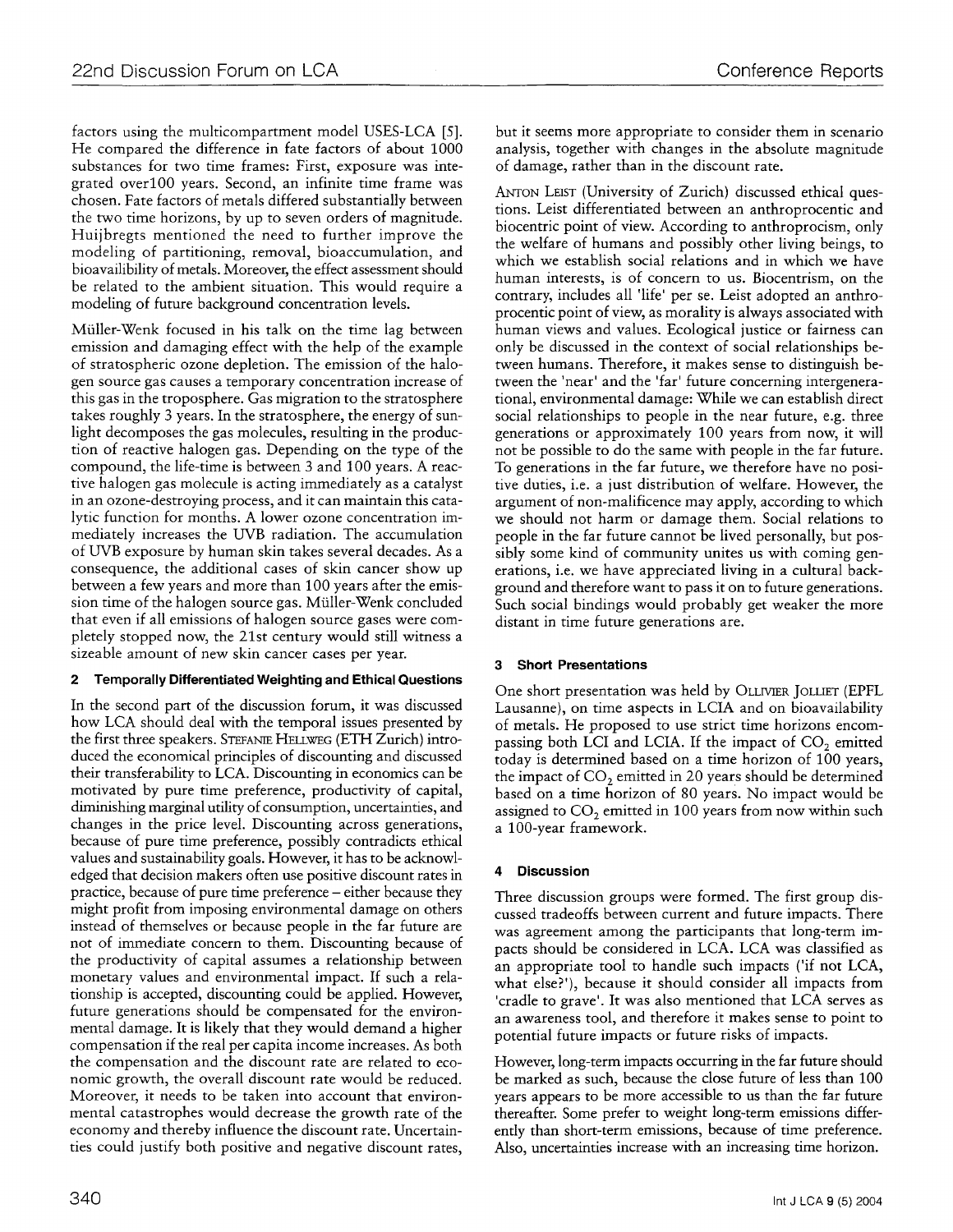factors using the multicompartment model USES-LCA [5]. He compared the difference in fate factors of about 1000 substances for two time frames: First, exposure was integrated over100 years. Second, an infinite time frame was chosen. Fate factors of metals differed substantially between the two time horizons, by up to seven orders of magnitude. Huijbregts mentioned the need to further improve the modeling of partitioning, removal, bioaccumulation, and bioavailibility of metals. Moreover, the effect assessment should be related to the ambient situation. This would require a modeling of future background concentration levels.

Müller-Wenk focused in his talk on the time lag between emission and damaging effect with the help of the example of stratospheric ozone depletion. The emission of the halogen source gas causes a temporary concentration increase of this gas in the troposphere. Gas migration to the stratosphere takes roughly 3 years. In the stratosphere, the energy of sunlight decomposes the gas molecules, resulting in the production of reactive halogen gas. Depending on the type of the compound, the life-time is between 3 and 100 years. A reactive halogen gas molecule is acting immediately as a catalyst in an ozone-destroying process, and it can maintain this catalytic function for months. A lower ozone concentration immediately increases the UVB radiation. The accumulation of UVB exposure by human skin takes several decades. As a consequence, the additional cases of skin cancer show up between a few years and more than 100 years after the emission time of the halogen source gas. Müller-Wenk concluded that even if all emissions of halogen source gases were completely stopped now, the 21st century would still witness a sizeable amount of new skin cancer cases per year.

## 2 Temporally Differentiated Weighting and Ethical Questions

In the second part of the discussion forum, it was discussed how LCA should deal with the temporal issues presented by the first three speakers. Stefanie Hellweg (ETH Zurich) introduced the economical principles of discounting and discussed their transferability to LCA. Discounting in economics can be motivated by pure time preference, productivity of capital, diminishing marginal utility of consumption, uncertainties, and changes in the price level. Discounting across generations, because of pure time preference, possibly contradicts ethical values and sustainability goals. However, it has to be acknowledged that decision makers often use positive discount rates in practice, because of pure time preference – either because they might profit from imposing environmental damage on others instead of themselves or because people in the far future are not of immediate concern to them. Discounting because of the productivity of capital assumes a relationship between monetary values and environmental impact. If such a relationship is accepted, discounting could be applied. However, future generations should be compensated for the environmental damage. It is likely that they would demand a higher compensation if the real per capita income increases. As both the compensation and the discount rate are related to economic growth, the overall discount rate would be reduced. Moreover, it needs to be taken into account that environmental catastrophes would decrease the growth rate of the economy and thereby influence the discount rate. Uncertainties could justify both positive and negative discount rates, but it seems more appropriate to consider them in scenario analysis, together with changes in the absolute magnitude of damage, rather than in the discount rate.

Anton Leist (University of Zurich) discussed ethical questions. Leist differentiated between an anthroprocentic and biocentric point of view. According to anthroprocism, only the welfare of humans and possibly other living beings, to which we establish social relations and in which we have human interests, is of concern to us. Biocentrism, on the contrary, includes all 'life' per se. Leist adopted an anthroprocentic point of view, as morality is always associated with human views and values. Ecological justice or fairness can only be discussed in the context of social relationships between humans. Therefore, it makes sense to distinguish between the 'near' and the 'far' future concerning intergenerational, environmental damage: While we can establish direct social relationships to people in the near future, e.g. three generations or approximately 100 years from now, it will not be possible to do the same with people in the far future. To generations in the far future, we therefore have no positive duties, i.e. a just distribution of welfare. However, the argument of non-malificence may apply, according to which we should not harm or damage them. Social relations to people in the far future cannot be lived personally, but possibly some kind of community unites us with coming generations, i.e. we have appreciated living in a cultural background and therefore want to pass it on to future generations. Such social bindings would probably get weaker the more distant in time future generations are.

## 3 Short Presentations

One short presentation was held by Ollivier Jolliet (EPFL Lausanne), on time aspects in LCIA and on bioavailability of metals. He proposed to use strict time horizons encompassing both LCI and LCIA. If the impact of $CO_2$ emitted today is determined based on a time horizon of 100 years, the impact of $CO_2$ emitted in 20 years should be determined based on a time horizon of 80 years. No impact would be assigned to $CO_2$ emitted in 100 years from now within such a 100-year framework.

## 4 Discussion

Three discussion groups were formed. The first group discussed tradeoffs between current and future impacts. There was agreement among the participants that long-term impacts should be considered in LCA. LCA was classified as an appropriate tool to handle such impacts ('if not LCA, what else?'), because it should consider all impacts from 'cradle to grave'. It was also mentioned that LCA serves as an awareness tool, and therefore it makes sense to point to potential future impacts or future risks of impacts.

However, long-term impacts occurring in the far future should be marked as such, because the close future of less than 100 years appears to be more accessible to us than the far future thereafter. Some prefer to weight long-term emissions differently than short-term emissions, because of time preference. Also, uncertainties increase with an increasing time horizon.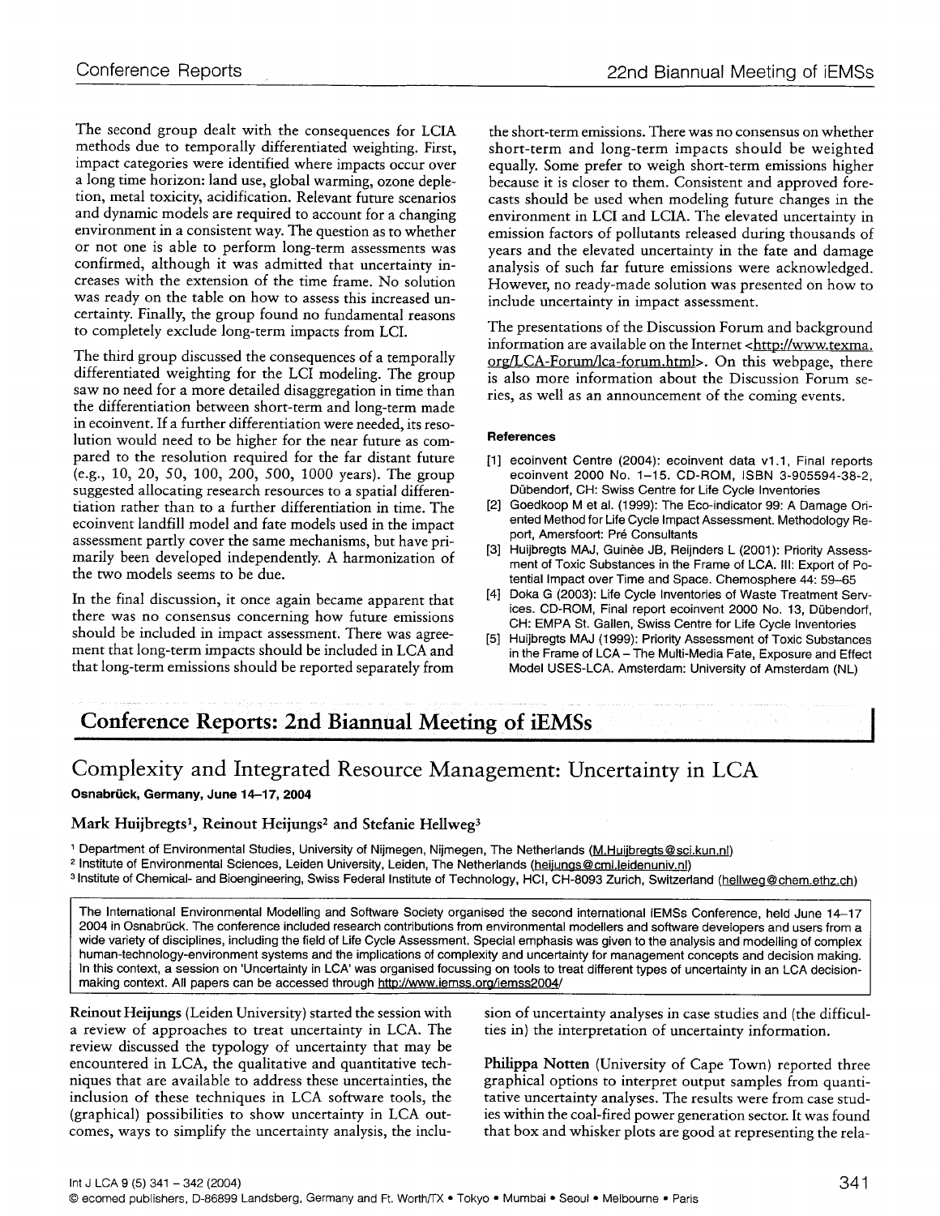The second group dealt with the consequences for LCIA methods due to temporally differentiated weighting. First, impact categories were identified where impacts occur over a long time horizon: land use, global warming, ozone depletion, metal toxicity, acidification. Relevant future scenarios and dynamic models are required to account for a changing environment in a consistent way. The question as to whether or not one is able to perform long-term assessments was confirmed, although it was admitted that uncertainty increases with the extension of the time frame. No solution was ready on the table on how to assess this increased uncertainty. Finally, the group found no fundamental reasons to completely exclude long-term impacts from LCI.

The third group discussed the consequences of a temporally differentiated weighting for the LCI modeling. The group saw no need for a more detailed disaggregation in time than the differentiation between short-term and long-term made in ecoinvent. If a further differentiation were needed, its resolution would need to be higher for the near future as compared to the resolution required for the far distant future (e.g., 10, 20, 50, 100, 200, 500, 1000 years). The group suggested allocating research resources to a spatial differentiation rather than to a further differentiation in time. The ecoinvent landfill model and fate models used in the impact assessment partly cover the same mechanisms, but have primarily been developed independently. A harmonization of the two models seems to be due.

In the final discussion, it once again became apparent that there was no consensus concerning how future emissions should be included in impact assessment. There was agreement that long-term impacts should be included in LCA and that long-term emissions should be reported separately from the short-term emissions. There was no consensus on whether short-term and long-term impacts should be weighted equally. Some prefer to weigh short-term emissions higher because it is closer to them. Consistent and approved forecasts should be used when modeling future changes in the environment in LCI and LCIA. The elevated uncertainty in emission factors of pollutants released during thousands of years and the elevated uncertainty in the fate and damage analysis of such far future emissions were acknowledged. However, no ready-made solution was presented on how to include uncertainty in impact assessment.

The presentations of the Discussion Forum and background information are available on the Internet <http://www.texma.org/LCA-Forum/lca-forum.html>. On this webpage, there is also more information about the Discussion Forum series, as well as an announcement of the coming events.

#### References

[1] ecoinvent Centre (2004): ecoinvent data v1.1, Final reports ecoinvent 2000 No. 1–15. CD-ROM, ISBN 3-905594-38-2, Dübendorf, CH: Swiss Centre for Life Cycle Inventories

[2] Goedkoop M et al. (1999): The Eco-indicator 99: A Damage Oriented Method for Life Cycle Impact Assessment. Methodology Report, Amersfoort: Pré Consultants

[3] Huijbregts MAJ, Guinèe JB, Reijnders L (2001): Priority Assessment of Toxic Substances in the Frame of LCA. III: Export of Potential Impact over Time and Space. Chemosphere 44: 59–65

[4] Doka G (2003): Life Cycle Inventories of Waste Treatment Services. CD-ROM, Final report ecoinvent 2000 No. 13, Dübendorf, CH: EMPA St. Gallen, Swiss Centre for Life Cycle Inventories

[5] Huijbregts MAJ (1999): Priority Assessment of Toxic Substances in the Frame of LCA – The Multi-Media Fate, Exposure and Effect Model USES-LCA. Amsterdam: University of Amsterdam (NL)

## Conference Reports: 2nd Biannual Meeting of iEMSs

# Complexity and Integrated Resource Management: Uncertainty in LCA

**Osnabrück, Germany, June 14–17, 2004**

**Mark Huijbregts[1], Reinout Heijungs[2] and Stefanie Hellweg[3]**

[1] Department of Environmental Studies, University of Nijmegen, Nijmegen, The Netherlands (M.Huijbregts@sci.kun.nl)
[2] Institute of Environmental Sciences, Leiden University, Leiden, The Netherlands (heijungs@cml.leidenuniv.nl)
[3] Institute of Chemical- and Bioengineering, Swiss Federal Institute of Technology, HCI, CH-8093 Zurich, Switzerland (hellweg@chem.ethz.ch)

The International Environmental Modelling and Software Society organised the second international iEMSs Conference, held June 14–17 2004 in Osnabrück. The conference included research contributions from environmental modellers and software developers and users from a wide variety of disciplines, including the field of Life Cycle Assessment. Special emphasis was given to the analysis and modelling of complex human-technology-environment systems and the implications of complexity and uncertainty for management concepts and decision making. In this context, a session on 'Uncertainty in LCA' was organised focussing on tools to treat different types of uncertainty in an LCA decision-making context. All papers can be accessed through http://www.iemss.org/iemss2004/

**Reinout Heijungs** (Leiden University) started the session with a review of approaches to treat uncertainty in LCA. The review discussed the typology of uncertainty that may be encountered in LCA, the qualitative and quantitative techniques that are available to address these uncertainties, the inclusion of these techniques in LCA software tools, the (graphical) possibilities to show uncertainty in LCA outcomes, ways to simplify the uncertainty analysis, the inclusion of uncertainty analyses in case studies and (the difficulties in) the interpretation of uncertainty information.

**Philippa Notten** (University of Cape Town) reported three graphical options to interpret output samples from quantitative uncertainty analyses. The results were from case studies within the coal-fired power generation sector. It was found that box and whisker plots are good at representing the rela-